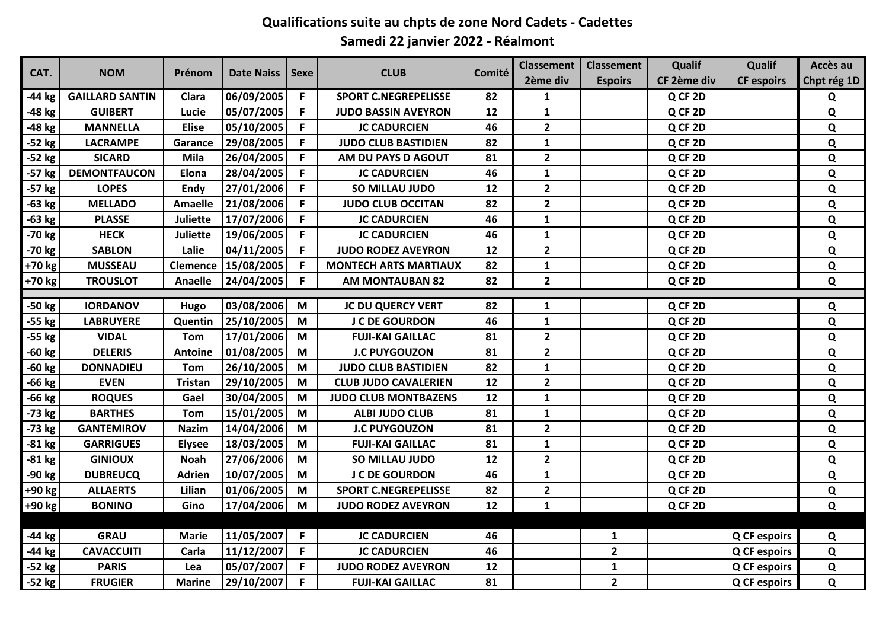# Qualifications suite au chpts de zone Nord Cadets - Cadettes

## Samedi 22 janvier 2022 - Réalmont

| CAT. | NOM | Prénom | Date Naiss | Sexe | CLUB | Comité | Classement 2ème div | Classement Espoirs | Qualif CF 2ème div | Qualif CF espoirs | Accès au Chpt rég 1D |
|---|---|---|---|---|---|---|---|---|---|---|---|
| -44 kg | GAILLARD SANTIN | Clara | 06/09/2005 | F | SPORT C.NEGREPELISSE | 82 | 1 | | Q CF 2D | | Q |
| -48 kg | GUIBERT | Lucie | 05/07/2005 | F | JUDO BASSIN AVEYRON | 12 | 1 | | Q CF 2D | | Q |
| -48 kg | MANNELLA | Elise | 05/10/2005 | F | JC CADURCIEN | 46 | 2 | | Q CF 2D | | Q |
| -52 kg | LACRAMPE | Garance | 29/08/2005 | F | JUDO CLUB BASTIDIEN | 82 | 1 | | Q CF 2D | | Q |
| -52 kg | SICARD | Mila | 26/04/2005 | F | AM DU PAYS D AGOUT | 81 | 2 | | Q CF 2D | | Q |
| -57 kg | DEMONTFAUCON | Elona | 28/04/2005 | F | JC CADURCIEN | 46 | 1 | | Q CF 2D | | Q |
| -57 kg | LOPES | Endy | 27/01/2006 | F | SO MILLAU JUDO | 12 | 2 | | Q CF 2D | | Q |
| -63 kg | MELLADO | Amaelle | 21/08/2006 | F | JUDO CLUB OCCITAN | 82 | 2 | | Q CF 2D | | Q |
| -63 kg | PLASSE | Juliette | 17/07/2006 | F | JC CADURCIEN | 46 | 1 | | Q CF 2D | | Q |
| -70 kg | HECK | Juliette | 19/06/2005 | F | JC CADURCIEN | 46 | 1 | | Q CF 2D | | Q |
| -70 kg | SABLON | Lalie | 04/11/2005 | F | JUDO RODEZ AVEYRON | 12 | 2 | | Q CF 2D | | Q |
| +70 kg | MUSSEAU | Clemence | 15/08/2005 | F | MONTECH ARTS MARTIAUX | 82 | 1 | | Q CF 2D | | Q |
| +70 kg | TROUSLOT | Anaelle | 24/04/2005 | F | AM MONTAUBAN 82 | 82 | 2 | | Q CF 2D | | Q |
| | | | | | | | | | | | |
| -50 kg | IORDANOV | Hugo | 03/08/2006 | M | JC DU QUERCY VERT | 82 | 1 | | Q CF 2D | | Q |
| -55 kg | LABRUYERE | Quentin | 25/10/2005 | M | J C DE GOURDON | 46 | 1 | | Q CF 2D | | Q |
| -55 kg | VIDAL | Tom | 17/01/2006 | M | FUJI-KAI GAILLAC | 81 | 2 | | Q CF 2D | | Q |
| -60 kg | DELERIS | Antoine | 01/08/2005 | M | J.C PUYGOUZON | 81 | 2 | | Q CF 2D | | Q |
| -60 kg | DONNADIEU | Tom | 26/10/2005 | M | JUDO CLUB BASTIDIEN | 82 | 1 | | Q CF 2D | | Q |
| -66 kg | EVEN | Tristan | 29/10/2005 | M | CLUB JUDO CAVALERIEN | 12 | 2 | | Q CF 2D | | Q |
| -66 kg | ROQUES | Gael | 30/04/2005 | M | JUDO CLUB MONTBAZENS | 12 | 1 | | Q CF 2D | | Q |
| -73 kg | BARTHES | Tom | 15/01/2005 | M | ALBI JUDO CLUB | 81 | 1 | | Q CF 2D | | Q |
| -73 kg | GANTEMIROV | Nazim | 14/04/2006 | M | J.C PUYGOUZON | 81 | 2 | | Q CF 2D | | Q |
| -81 kg | GARRIGUES | Elysee | 18/03/2005 | M | FUJI-KAI GAILLAC | 81 | 1 | | Q CF 2D | | Q |
| -81 kg | GINIOUX | Noah | 27/06/2006 | M | SO MILLAU JUDO | 12 | 2 | | Q CF 2D | | Q |
| -90 kg | DUBREUCQ | Adrien | 10/07/2005 | M | J C DE GOURDON | 46 | 1 | | Q CF 2D | | Q |
| +90 kg | ALLAERTS | Lilian | 01/06/2005 | M | SPORT C.NEGREPELISSE | 82 | 2 | | Q CF 2D | | Q |
| +90 kg | BONINO | Gino | 17/04/2006 | M | JUDO RODEZ AVEYRON | 12 | 1 | | Q CF 2D | | Q |
| | | | | | | | | | | | |
| -44 kg | GRAU | Marie | 11/05/2007 | F | JC CADURCIEN | 46 | | 1 | | Q CF espoirs | Q |
| -44 kg | CAVACCUITI | Carla | 11/12/2007 | F | JC CADURCIEN | 46 | | 2 | | Q CF espoirs | Q |
| -52 kg | PARIS | Lea | 05/07/2007 | F | JUDO RODEZ AVEYRON | 12 | | 1 | | Q CF espoirs | Q |
| -52 kg | FRUGIER | Marine | 29/10/2007 | F | FUJI-KAI GAILLAC | 81 | | 2 | | Q CF espoirs | Q |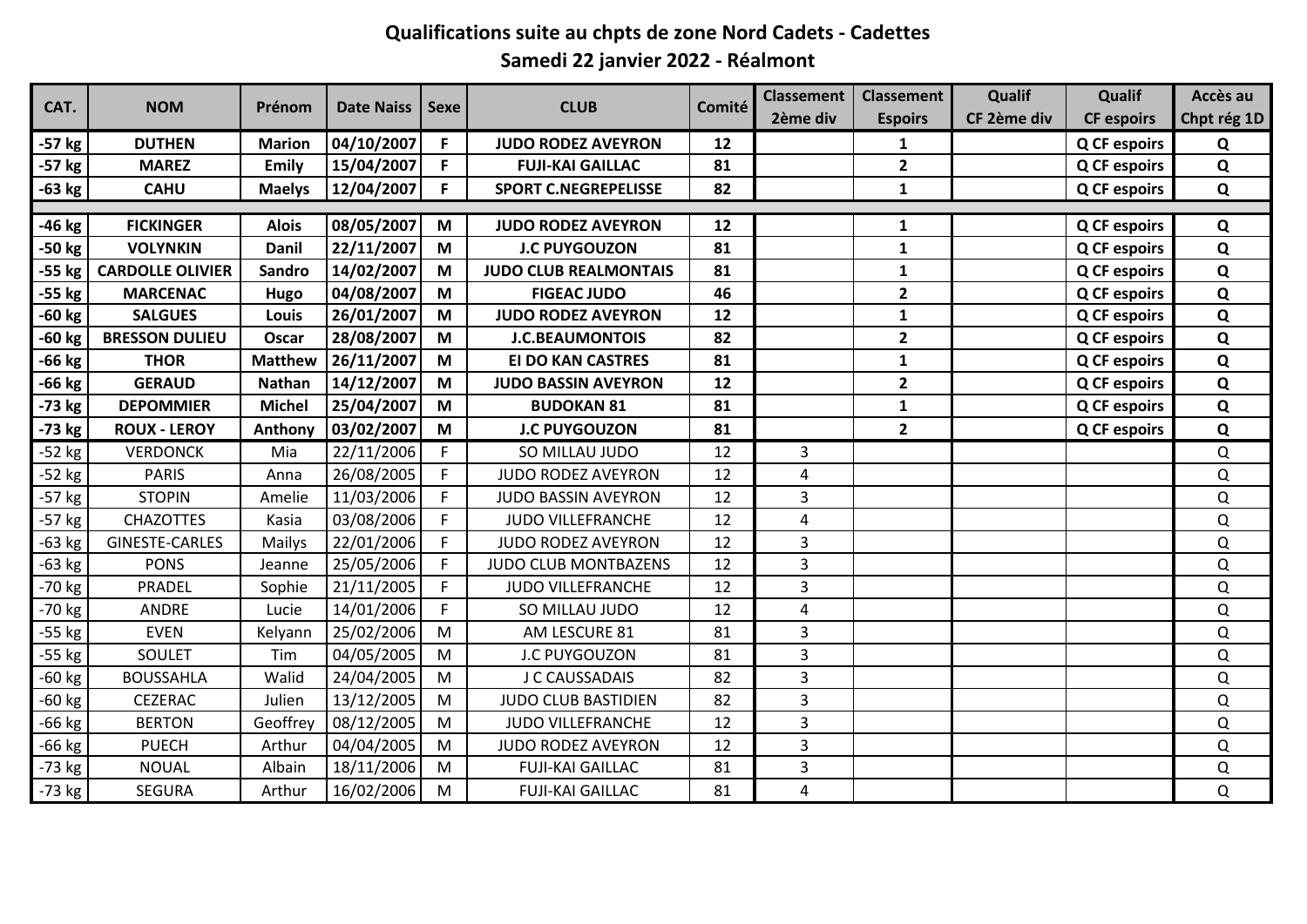# Qualifications suite au chpts de zone Nord Cadets - Cadettes

## Samedi 22 janvier 2022 - Réalmont

| CAT. | NOM | Prénom | Date Naiss | Sexe | CLUB | Comité | Classement 2ème div | Classement Espoirs | Qualif CF 2ème div | Qualif CF espoirs | Accès au Chpt rég 1D |
|---|---|---|---|---|---|---|---|---|---|---|---|
| **-57 kg** | **DUTHEN** | **Marion** | **04/10/2007** | **F** | **JUDO RODEZ AVEYRON** | **12** | | **1** | | **Q CF espoirs** | **Q** |
| **-57 kg** | **MAREZ** | **Emily** | **15/04/2007** | **F** | **FUJI-KAI GAILLAC** | **81** | | **2** | | **Q CF espoirs** | **Q** |
| **-63 kg** | **CAHU** | **Maelys** | **12/04/2007** | **F** | **SPORT C.NEGREPELISSE** | **82** | | **1** | | **Q CF espoirs** | **Q** |
| | | | | | | | | | | | |
| **-46 kg** | **FICKINGER** | **Alois** | **08/05/2007** | **M** | **JUDO RODEZ AVEYRON** | **12** | | **1** | | **Q CF espoirs** | **Q** |
| **-50 kg** | **VOLYNKIN** | **Danil** | **22/11/2007** | **M** | **J.C PUYGOUZON** | **81** | | **1** | | **Q CF espoirs** | **Q** |
| **-55 kg** | **CARDOLLE OLIVIER** | **Sandro** | **14/02/2007** | **M** | **JUDO CLUB REALMONTAIS** | **81** | | **1** | | **Q CF espoirs** | **Q** |
| **-55 kg** | **MARCENAC** | **Hugo** | **04/08/2007** | **M** | **FIGEAC JUDO** | **46** | | **2** | | **Q CF espoirs** | **Q** |
| **-60 kg** | **SALGUES** | **Louis** | **26/01/2007** | **M** | **JUDO RODEZ AVEYRON** | **12** | | **1** | | **Q CF espoirs** | **Q** |
| **-60 kg** | **BRESSON DULIEU** | **Oscar** | **28/08/2007** | **M** | **J.C.BEAUMONTOIS** | **82** | | **2** | | **Q CF espoirs** | **Q** |
| **-66 kg** | **THOR** | **Matthew** | **26/11/2007** | **M** | **EI DO KAN CASTRES** | **81** | | **1** | | **Q CF espoirs** | **Q** |
| **-66 kg** | **GERAUD** | **Nathan** | **14/12/2007** | **M** | **JUDO BASSIN AVEYRON** | **12** | | **2** | | **Q CF espoirs** | **Q** |
| **-73 kg** | **DEPOMMIER** | **Michel** | **25/04/2007** | **M** | **BUDOKAN 81** | **81** | | **1** | | **Q CF espoirs** | **Q** |
| **-73 kg** | **ROUX - LEROY** | **Anthony** | **03/02/2007** | **M** | **J.C PUYGOUZON** | **81** | | **2** | | **Q CF espoirs** | **Q** |
| -52 kg | VERDONCK | Mia | 22/11/2006 | F | SO MILLAU JUDO | 12 | 3 | | | | Q |
| -52 kg | PARIS | Anna | 26/08/2005 | F | JUDO RODEZ AVEYRON | 12 | 4 | | | | Q |
| -57 kg | STOPIN | Amelie | 11/03/2006 | F | JUDO BASSIN AVEYRON | 12 | 3 | | | | Q |
| -57 kg | CHAZOTTES | Kasia | 03/08/2006 | F | JUDO VILLEFRANCHE | 12 | 4 | | | | Q |
| -63 kg | GINESTE-CARLES | Mailys | 22/01/2006 | F | JUDO RODEZ AVEYRON | 12 | 3 | | | | Q |
| -63 kg | PONS | Jeanne | 25/05/2006 | F | JUDO CLUB MONTBAZENS | 12 | 3 | | | | Q |
| -70 kg | PRADEL | Sophie | 21/11/2005 | F | JUDO VILLEFRANCHE | 12 | 3 | | | | Q |
| -70 kg | ANDRE | Lucie | 14/01/2006 | F | SO MILLAU JUDO | 12 | 4 | | | | Q |
| -55 kg | EVEN | Kelyann | 25/02/2006 | M | AM LESCURE 81 | 81 | 3 | | | | Q |
| -55 kg | SOULET | Tim | 04/05/2005 | M | J.C PUYGOUZON | 81 | 3 | | | | Q |
| -60 kg | BOUSSAHLA | Walid | 24/04/2005 | M | J C CAUSSADAIS | 82 | 3 | | | | Q |
| -60 kg | CEZERAC | Julien | 13/12/2005 | M | JUDO CLUB BASTIDIEN | 82 | 3 | | | | Q |
| -66 kg | BERTON | Geoffrey | 08/12/2005 | M | JUDO VILLEFRANCHE | 12 | 3 | | | | Q |
| -66 kg | PUECH | Arthur | 04/04/2005 | M | JUDO RODEZ AVEYRON | 12 | 3 | | | | Q |
| -73 kg | NOUAL | Albain | 18/11/2006 | M | FUJI-KAI GAILLAC | 81 | 3 | | | | Q |
| -73 kg | SEGURA | Arthur | 16/02/2006 | M | FUJI-KAI GAILLAC | 81 | 4 | | | | Q |